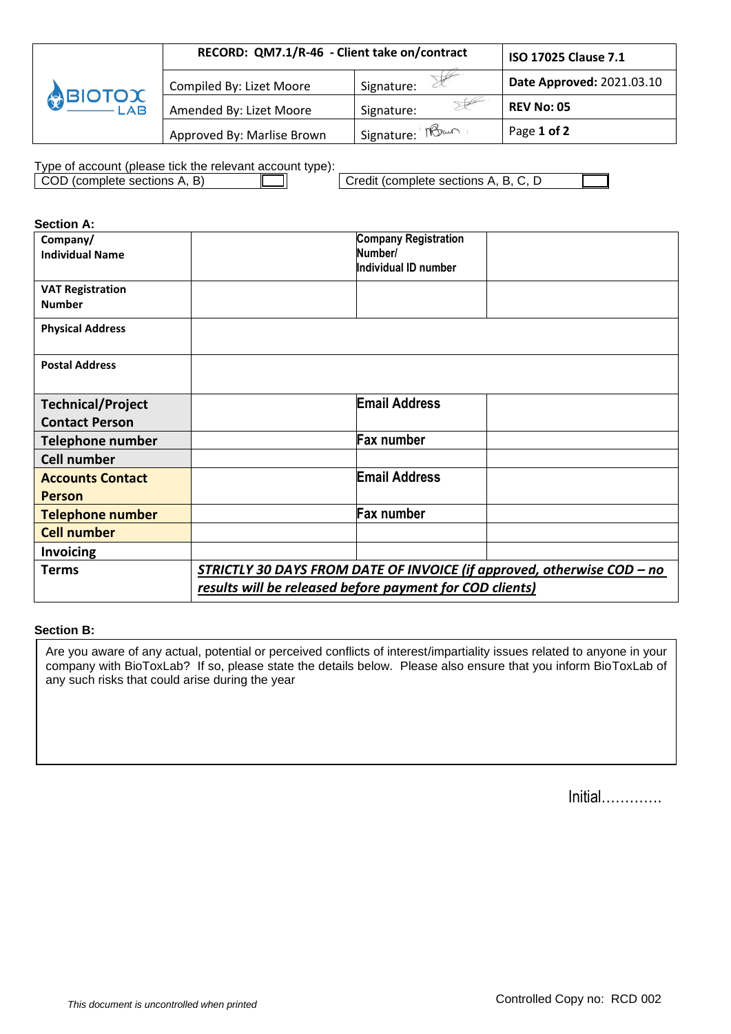| BIOTOX LAB | RECORD: QM7.1/R-46 - Client take on/contract | | ISO 17025 Clause 7.1 |
|---|---|---|---|
| | Compiled By: Lizet Moore | Signature: | **Date Approved:** 2021.03.10 |
| | Amended By: Lizet Moore | Signature: | **REV No: 05** |
| | Approved By: Marlise Brown | Signature: | Page **1 of 2** |

Type of account (please tick the relevant account type):

| COD (complete sections A, B) | ☐ | Credit (complete sections A, B, C, D | ☐ |
|---|---|---|---|

**Section A:**

| | | | |
|---|---|---|---|
| **Company/ Individual Name** | | **Company Registration Number/ Individual ID number** | |
| **VAT Registration Number** | | | |
| **Physical Address** | | | |
| **Postal Address** | | | |
| **Technical/Project Contact Person** | | **Email Address** | |
| **Telephone number** | | **Fax number** | |
| **Cell number** | | | |
| **Accounts Contact Person** | | **Email Address** | |
| **Telephone number** | | **Fax number** | |
| **Cell number** | | | |
| **Invoicing** | | | |
| **Terms** | ***STRICTLY 30 DAYS FROM DATE OF INVOICE (if approved, otherwise COD – no results will be released before payment for COD clients)*** | | |

**Section B:**

| |
|---|
| Are you aware of any actual, potential or perceived conflicts of interest/impartiality issues related to anyone in your company with BioToxLab? If so, please state the details below. Please also ensure that you inform BioToxLab of any such risks that could arise during the year |

Initial.............

*This document is uncontrolled when printed*

Controlled Copy no: RCD 002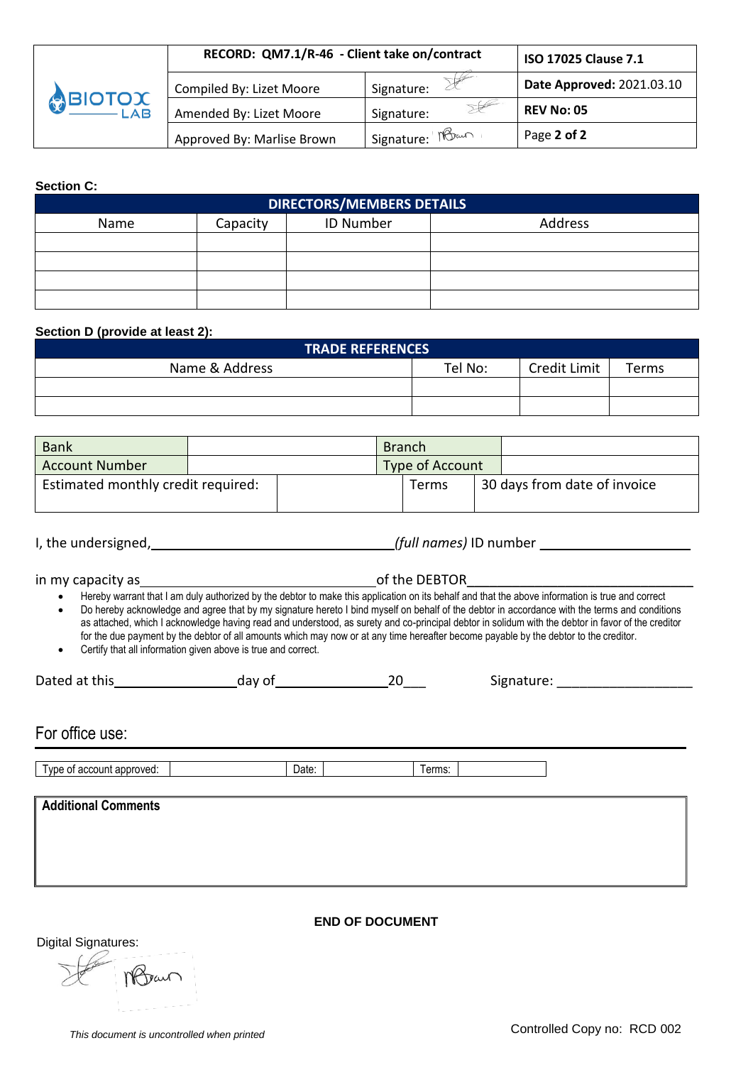| | RECORD: QM7.1/R-46 - Client take on/contract | | ISO 17025 Clause 7.1 |
|---|---|---|---|
| | Compiled By: Lizet Moore | Signature: | **Date Approved:** 2021.03.10 |
| | Amended By: Lizet Moore | Signature: | **REV No: 05** |
| | Approved By: Marlise Brown | Signature: | |

**Section C:**

| DIRECTORS/MEMBERS DETAILS | | | |
|---|---|---|---|
| Name | Capacity | ID Number | Address |
| | | | |
| | | | |
| | | | |
| | | | |

**Section D (provide at least 2):**

| TRADE REFERENCES | | | |
|---|---|---|---|
| Name & Address | Tel No: | Credit Limit | Terms |
| | | | |
| | | | |

| | | | |
|---|---|---|---|
| Bank | | Branch | |
| Account Number | | Type of Account | |
| Estimated monthly credit required: | | Terms | 30 days from date of invoice |

I, the undersigned,________________________________*(full names)* ID number ____________________

in my capacity as________________________________of the DEBTOR______________________________

- Hereby warrant that I am duly authorized by the debtor to make this application on its behalf and that the above information is true and correct
- Do hereby acknowledge and agree that by my signature hereto I bind myself on behalf of the debtor in accordance with the terms and conditions as attached, which I acknowledge having read and understood, as surety and co-principal debtor in solidum with the debtor in favor of the creditor for the due payment by the debtor of all amounts which may now or at any time hereafter become payable by the debtor to the creditor.
- Certify that all information given above is true and correct.

Dated at this________________day of_______________20___ Signature: ___________________

## For office use:

| | | | | | |
|---|---|---|---|---|---|
| Type of account approved: | | Date: | | Terms: | |

| Additional Comments |
|---|
| |

**END OF DOCUMENT**

Digital Signatures:

*This document is uncontrolled when printed*

Controlled Copy no: RCD 002